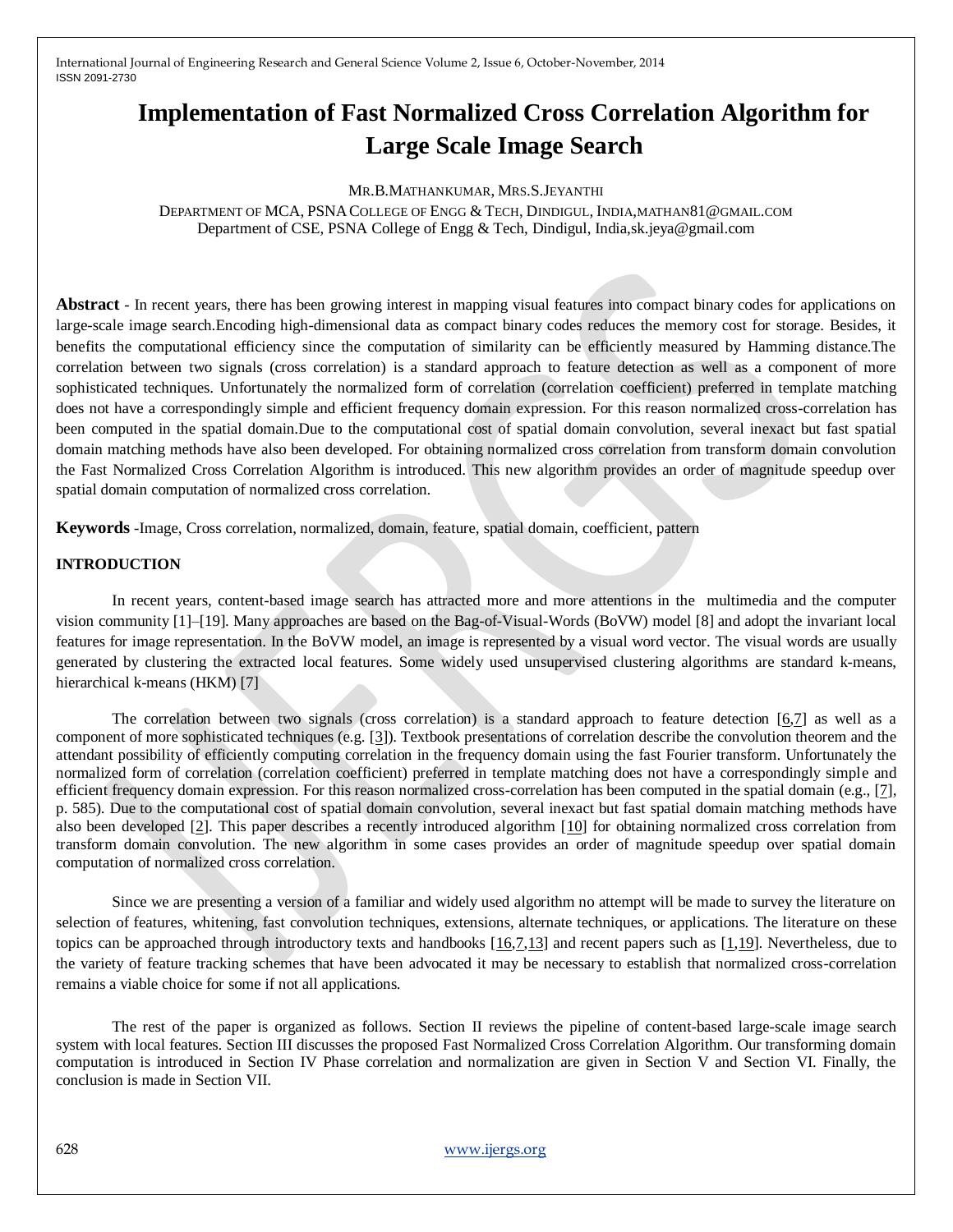# Implementation of Fast Normalized Cross Correlation Algorithm for Large Scale Image Search

MR.B.MATHANKUMAR, MRS.S.JEYANTHI

DEPARTMENT OF MCA, PSNA COLLEGE OF ENGG & TECH, DINDIGUL, INDIA,MATHAN81@GMAIL.COM

Department of CSE, PSNA College of Engg & Tech, Dindigul, India,sk.jeya@gmail.com

**Abstract** - In recent years, there has been growing interest in mapping visual features into compact binary codes for applications on large-scale image search.Encoding high-dimensional data as compact binary codes reduces the memory cost for storage. Besides, it benefits the computational efficiency since the computation of similarity can be efficiently measured by Hamming distance.The correlation between two signals (cross correlation) is a standard approach to feature detection as well as a component of more sophisticated techniques. Unfortunately the normalized form of correlation (correlation coefficient) preferred in template matching does not have a correspondingly simple and efficient frequency domain expression. For this reason normalized cross-correlation has been computed in the spatial domain.Due to the computational cost of spatial domain convolution, several inexact but fast spatial domain matching methods have also been developed. For obtaining normalized cross correlation from transform domain convolution the Fast Normalized Cross Correlation Algorithm is introduced. This new algorithm provides an order of magnitude speedup over spatial domain computation of normalized cross correlation.

**Keywords** -Image, Cross correlation, normalized, domain, feature, spatial domain, coefficient, pattern

## INTRODUCTION

In recent years, content-based image search has attracted more and more attentions in the multimedia and the computer vision community [1]–[19]. Many approaches are based on the Bag-of-Visual-Words (BoVW) model [8] and adopt the invariant local features for image representation. In the BoVW model, an image is represented by a visual word vector. The visual words are usually generated by clustering the extracted local features. Some widely used unsupervised clustering algorithms are standard k-means, hierarchical k-means (HKM) [7]

The correlation between two signals (cross correlation) is a standard approach to feature detection [6,7] as well as a component of more sophisticated techniques (e.g. [3]). Textbook presentations of correlation describe the convolution theorem and the attendant possibility of efficiently computing correlation in the frequency domain using the fast Fourier transform. Unfortunately the normalized form of correlation (correlation coefficient) preferred in template matching does not have a correspondingly simple and efficient frequency domain expression. For this reason normalized cross-correlation has been computed in the spatial domain (e.g., [7], p. 585). Due to the computational cost of spatial domain convolution, several inexact but fast spatial domain matching methods have also been developed [2]. This paper describes a recently introduced algorithm [10] for obtaining normalized cross correlation from transform domain convolution. The new algorithm in some cases provides an order of magnitude speedup over spatial domain computation of normalized cross correlation.

Since we are presenting a version of a familiar and widely used algorithm no attempt will be made to survey the literature on selection of features, whitening, fast convolution techniques, extensions, alternate techniques, or applications. The literature on these topics can be approached through introductory texts and handbooks [16,7,13] and recent papers such as [1,19]. Nevertheless, due to the variety of feature tracking schemes that have been advocated it may be necessary to establish that normalized cross-correlation remains a viable choice for some if not all applications.

The rest of the paper is organized as follows. Section II reviews the pipeline of content-based large-scale image search system with local features. Section III discusses the proposed Fast Normalized Cross Correlation Algorithm. Our transforming domain computation is introduced in Section IV Phase correlation and normalization are given in Section V and Section VI. Finally, the conclusion is made in Section VII.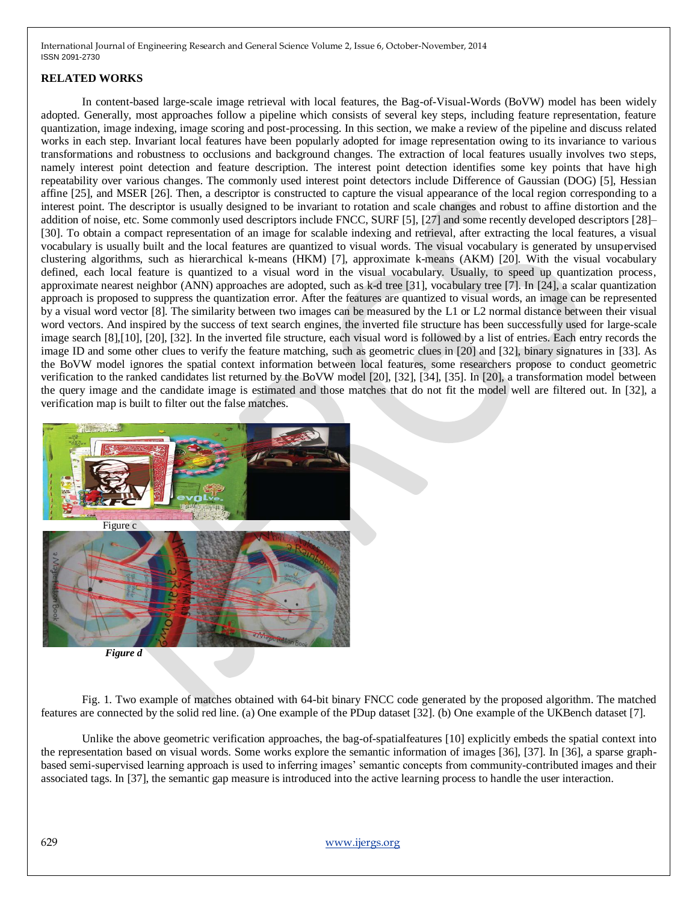## RELATED WORKS

In content-based large-scale image retrieval with local features, the Bag-of-Visual-Words (BoVW) model has been widely adopted. Generally, most approaches follow a pipeline which consists of several key steps, including feature representation, feature quantization, image indexing, image scoring and post-processing. In this section, we make a review of the pipeline and discuss related works in each step. Invariant local features have been popularly adopted for image representation owing to its invariance to various transformations and robustness to occlusions and background changes. The extraction of local features usually involves two steps, namely interest point detection and feature description. The interest point detection identifies some key points that have high repeatability over various changes. The commonly used interest point detectors include Difference of Gaussian (DOG) [5], Hessian affine [25], and MSER [26]. Then, a descriptor is constructed to capture the visual appearance of the local region corresponding to a interest point. The descriptor is usually designed to be invariant to rotation and scale changes and robust to affine distortion and the addition of noise, etc. Some commonly used descriptors include FNCC, SURF [5], [27] and some recently developed descriptors [28]–[30]. To obtain a compact representation of an image for scalable indexing and retrieval, after extracting the local features, a visual vocabulary is usually built and the local features are quantized to visual words. The visual vocabulary is generated by unsupervised clustering algorithms, such as hierarchical k-means (HKM) [7], approximate k-means (AKM) [20]. With the visual vocabulary defined, each local feature is quantized to a visual word in the visual vocabulary. Usually, to speed up quantization process, approximate nearest neighbor (ANN) approaches are adopted, such as k-d tree [31], vocabulary tree [7]. In [24], a scalar quantization approach is proposed to suppress the quantization error. After the features are quantized to visual words, an image can be represented by a visual word vector [8]. The similarity between two images can be measured by the L1 or L2 normal distance between their visual word vectors. And inspired by the success of text search engines, the inverted file structure has been successfully used for large-scale image search [8],[10], [20], [32]. In the inverted file structure, each visual word is followed by a list of entries. Each entry records the image ID and some other clues to verify the feature matching, such as geometric clues in [20] and [32], binary signatures in [33]. As the BoVW model ignores the spatial context information between local features, some researchers propose to conduct geometric verification to the ranked candidates list returned by the BoVW model [20], [32], [34], [35]. In [20], a transformation model between the query image and the candidate image is estimated and those matches that do not fit the model well are filtered out. In [32], a verification map is built to filter out the false matches.

Figure c

*Figure d*

Fig. 1. Two example of matches obtained with 64-bit binary FNCC code generated by the proposed algorithm. The matched features are connected by the solid red line. (a) One example of the PDup dataset [32]. (b) One example of the UKBench dataset [7].

Unlike the above geometric verification approaches, the bag-of-spatialfeatures [10] explicitly embeds the spatial context into the representation based on visual words. Some works explore the semantic information of images [36], [37]. In [36], a sparse graph-based semi-supervised learning approach is used to inferring images' semantic concepts from community-contributed images and their associated tags. In [37], the semantic gap measure is introduced into the active learning process to handle the user interaction.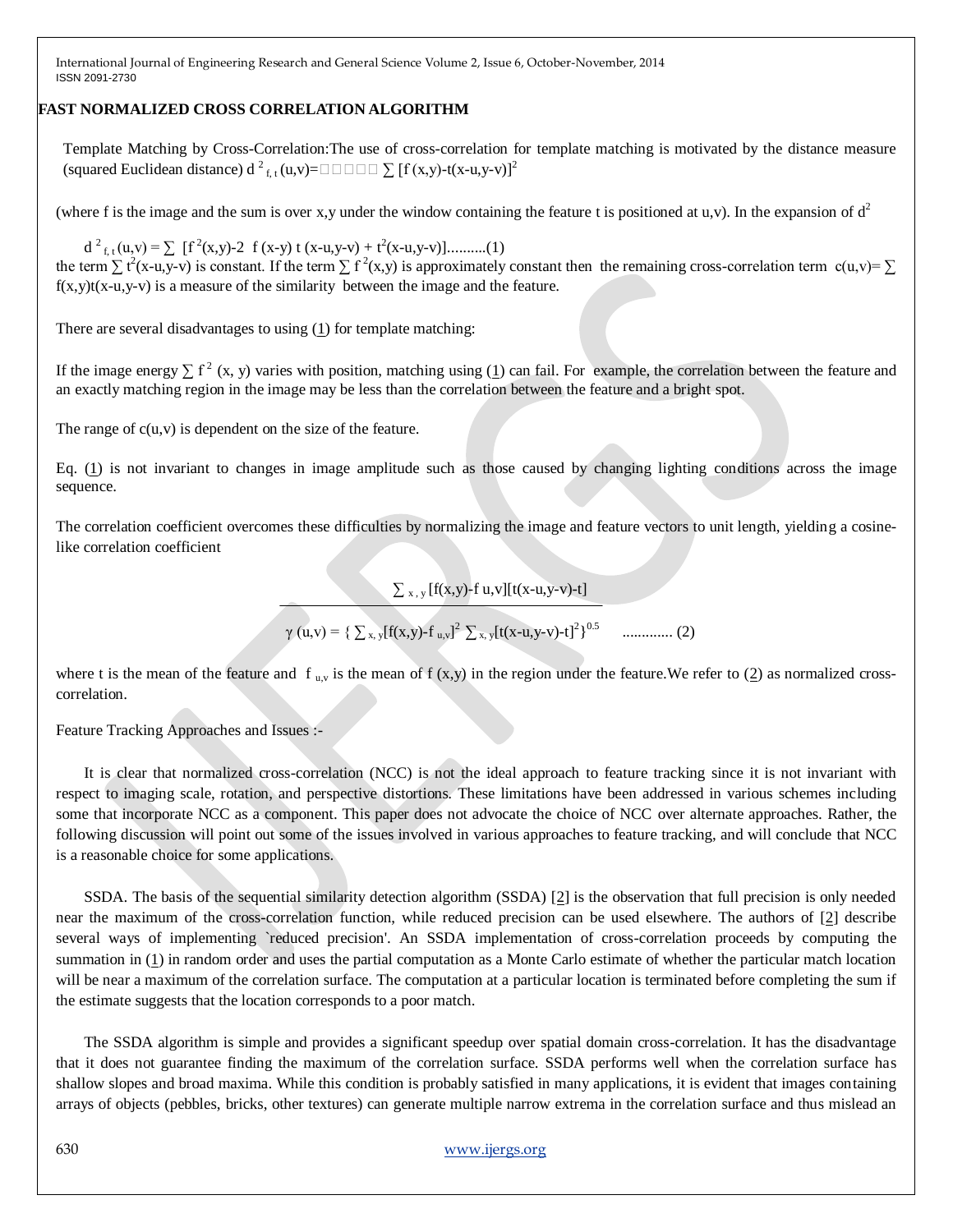## FAST NORMALIZED CROSS CORRELATION ALGORITHM

Template Matching by Cross-Correlation:The use of cross-correlation for template matching is motivated by the distance measure (squared Euclidean distance) $d^2_{f,t}(u,v)=$□□□□□ $\sum [f(x,y)-t(x-u,y-v)]^2$

(where f is the image and the sum is over x,y under the window containing the feature t is positioned at u,v). In the expansion of $d^2$

$$d^2_{f,t}(u,v) = \sum [f^2(x,y)-2 f(x-y)\, t(x-u,y-v) + t^2(x-u,y-v)] \text{..........(1)}$$

the term $\sum t^2(x-u,y-v)$ is constant. If the term $\sum f^2(x,y)$ is approximately constant then the remaining cross-correlation term $c(u,v)= \sum f(x,y)t(x-u,y-v)$ is a measure of the similarity between the image and the feature.

There are several disadvantages to using (1) for template matching:

If the image energy $\sum f^2(x, y)$ varies with position, matching using (1) can fail. For example, the correlation between the feature and an exactly matching region in the image may be less than the correlation between the feature and a bright spot.

The range of c(u,v) is dependent on the size of the feature.

Eq. (1) is not invariant to changes in image amplitude such as those caused by changing lighting conditions across the image sequence.

The correlation coefficient overcomes these difficulties by normalizing the image and feature vectors to unit length, yielding a cosine-like correlation coefficient

$$\gamma(u,v) = \frac{\sum_{x,y}[f(x,y)-f_{u,v}][t(x-u,y-v)-t]}{\{\sum_{x,y}[f(x,y)-f_{u,v}]^2 \sum_{x,y}[t(x-u,y-v)-t]^2\}^{0.5}} \quad \text{............ (2)}$$

where t is the mean of the feature and $f_{u,v}$ is the mean of f (x,y) in the region under the feature.We refer to (2) as normalized cross-correlation.

Feature Tracking Approaches and Issues :-

It is clear that normalized cross-correlation (NCC) is not the ideal approach to feature tracking since it is not invariant with respect to imaging scale, rotation, and perspective distortions. These limitations have been addressed in various schemes including some that incorporate NCC as a component. This paper does not advocate the choice of NCC over alternate approaches. Rather, the following discussion will point out some of the issues involved in various approaches to feature tracking, and will conclude that NCC is a reasonable choice for some applications.

SSDA. The basis of the sequential similarity detection algorithm (SSDA) [2] is the observation that full precision is only needed near the maximum of the cross-correlation function, while reduced precision can be used elsewhere. The authors of [2] describe several ways of implementing `reduced precision'. An SSDA implementation of cross-correlation proceeds by computing the summation in (1) in random order and uses the partial computation as a Monte Carlo estimate of whether the particular match location will be near a maximum of the correlation surface. The computation at a particular location is terminated before completing the sum if the estimate suggests that the location corresponds to a poor match.

The SSDA algorithm is simple and provides a significant speedup over spatial domain cross-correlation. It has the disadvantage that it does not guarantee finding the maximum of the correlation surface. SSDA performs well when the correlation surface has shallow slopes and broad maxima. While this condition is probably satisfied in many applications, it is evident that images containing arrays of objects (pebbles, bricks, other textures) can generate multiple narrow extrema in the correlation surface and thus mislead an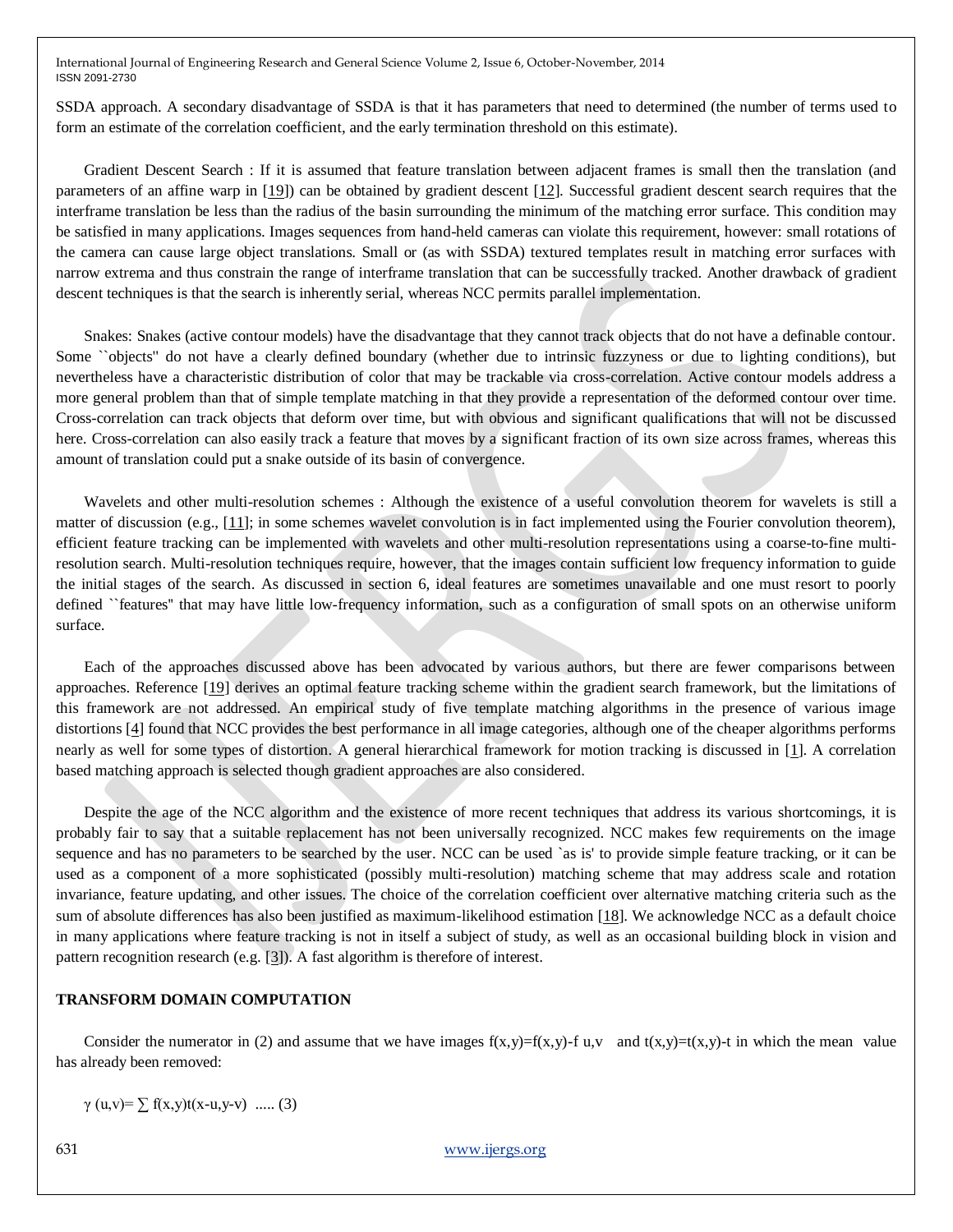SSDA approach. A secondary disadvantage of SSDA is that it has parameters that need to determined (the number of terms used to form an estimate of the correlation coefficient, and the early termination threshold on this estimate).

Gradient Descent Search : If it is assumed that feature translation between adjacent frames is small then the translation (and parameters of an affine warp in [19]) can be obtained by gradient descent [12]. Successful gradient descent search requires that the interframe translation be less than the radius of the basin surrounding the minimum of the matching error surface. This condition may be satisfied in many applications. Images sequences from hand-held cameras can violate this requirement, however: small rotations of the camera can cause large object translations. Small or (as with SSDA) textured templates result in matching error surfaces with narrow extrema and thus constrain the range of interframe translation that can be successfully tracked. Another drawback of gradient descent techniques is that the search is inherently serial, whereas NCC permits parallel implementation.

Snakes: Snakes (active contour models) have the disadvantage that they cannot track objects that do not have a definable contour. Some ``objects'' do not have a clearly defined boundary (whether due to intrinsic fuzzyness or due to lighting conditions), but nevertheless have a characteristic distribution of color that may be trackable via cross-correlation. Active contour models address a more general problem than that of simple template matching in that they provide a representation of the deformed contour over time. Cross-correlation can track objects that deform over time, but with obvious and significant qualifications that will not be discussed here. Cross-correlation can also easily track a feature that moves by a significant fraction of its own size across frames, whereas this amount of translation could put a snake outside of its basin of convergence.

Wavelets and other multi-resolution schemes : Although the existence of a useful convolution theorem for wavelets is still a matter of discussion (e.g., [11]; in some schemes wavelet convolution is in fact implemented using the Fourier convolution theorem), efficient feature tracking can be implemented with wavelets and other multi-resolution representations using a coarse-to-fine multi-resolution search. Multi-resolution techniques require, however, that the images contain sufficient low frequency information to guide the initial stages of the search. As discussed in section 6, ideal features are sometimes unavailable and one must resort to poorly defined ``features'' that may have little low-frequency information, such as a configuration of small spots on an otherwise uniform surface.

Each of the approaches discussed above has been advocated by various authors, but there are fewer comparisons between approaches. Reference [19] derives an optimal feature tracking scheme within the gradient search framework, but the limitations of this framework are not addressed. An empirical study of five template matching algorithms in the presence of various image distortions [4] found that NCC provides the best performance in all image categories, although one of the cheaper algorithms performs nearly as well for some types of distortion. A general hierarchical framework for motion tracking is discussed in [1]. A correlation based matching approach is selected though gradient approaches are also considered.

Despite the age of the NCC algorithm and the existence of more recent techniques that address its various shortcomings, it is probably fair to say that a suitable replacement has not been universally recognized. NCC makes few requirements on the image sequence and has no parameters to be searched by the user. NCC can be used `as is' to provide simple feature tracking, or it can be used as a component of a more sophisticated (possibly multi-resolution) matching scheme that may address scale and rotation invariance, feature updating, and other issues. The choice of the correlation coefficient over alternative matching criteria such as the sum of absolute differences has also been justified as maximum-likelihood estimation [18]. We acknowledge NCC as a default choice in many applications where feature tracking is not in itself a subject of study, as well as an occasional building block in vision and pattern recognition research (e.g. [3]). A fast algorithm is therefore of interest.

**TRANSFORM DOMAIN COMPUTATION**

Consider the numerator in (2) and assume that we have images $f(x,y)=f(x,y)-f_{u,v}$ and $t(x,y)=t(x,y)-t$ in which the mean value has already been removed:

$$\gamma(u,v)=\sum f(x,y)t(x-u,y-v) \quad \text{..... (3)}$$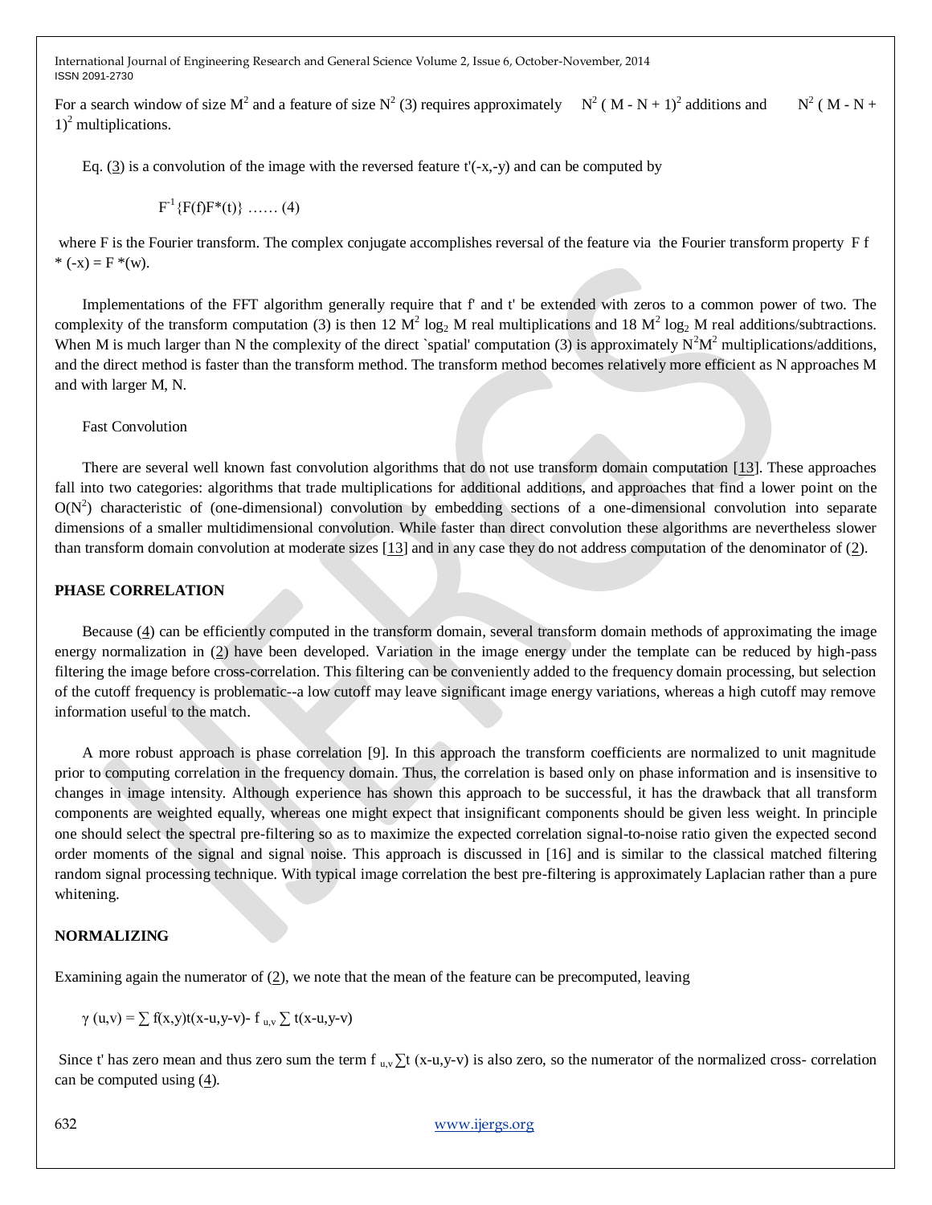For a search window of size $M^2$ and a feature of size $N^2$ (3) requires approximately $N^2 ( M - N + 1)^2$ additions and $N^2 ( M - N + 1)^2$ multiplications.

Eq. (3) is a convolution of the image with the reversed feature t'(-x,-y) and can be computed by

$$F^{-1}\{F(f)F^*(t)\} \;\ldots\ldots\; (4)$$

where F is the Fourier transform. The complex conjugate accomplishes reversal of the feature via the Fourier transform property F f * (-x) = F *(w).

Implementations of the FFT algorithm generally require that f' and t' be extended with zeros to a common power of two. The complexity of the transform computation (3) is then 12 $M^2 \log_2 M$ real multiplications and 18 $M^2 \log_2 M$ real additions/subtractions. When M is much larger than N the complexity of the direct `spatial' computation (3) is approximately $N^2M^2$ multiplications/additions, and the direct method is faster than the transform method. The transform method becomes relatively more efficient as N approaches M and with larger M, N.

Fast Convolution

There are several well known fast convolution algorithms that do not use transform domain computation [13]. These approaches fall into two categories: algorithms that trade multiplications for additional additions, and approaches that find a lower point on the $O(N^2)$ characteristic of (one-dimensional) convolution by embedding sections of a one-dimensional convolution into separate dimensions of a smaller multidimensional convolution. While faster than direct convolution these algorithms are nevertheless slower than transform domain convolution at moderate sizes [13] and in any case they do not address computation of the denominator of (2).

## PHASE CORRELATION

Because (4) can be efficiently computed in the transform domain, several transform domain methods of approximating the image energy normalization in (2) have been developed. Variation in the image energy under the template can be reduced by high-pass filtering the image before cross-correlation. This filtering can be conveniently added to the frequency domain processing, but selection of the cutoff frequency is problematic--a low cutoff may leave significant image energy variations, whereas a high cutoff may remove information useful to the match.

A more robust approach is phase correlation [9]. In this approach the transform coefficients are normalized to unit magnitude prior to computing correlation in the frequency domain. Thus, the correlation is based only on phase information and is insensitive to changes in image intensity. Although experience has shown this approach to be successful, it has the drawback that all transform components are weighted equally, whereas one might expect that insignificant components should be given less weight. In principle one should select the spectral pre-filtering so as to maximize the expected correlation signal-to-noise ratio given the expected second order moments of the signal and signal noise. This approach is discussed in [16] and is similar to the classical matched filtering random signal processing technique. With typical image correlation the best pre-filtering is approximately Laplacian rather than a pure whitening.

## NORMALIZING

Examining again the numerator of (2), we note that the mean of the feature can be precomputed, leaving

$$\gamma(u,v) = \sum f(x,y)t(x-u,y-v) - f_{u,v} \sum t(x-u,y-v)$$

Since t' has zero mean and thus zero sum the term $f_{u,v} \sum t(x-u,y-v)$ is also zero, so the numerator of the normalized cross- correlation can be computed using (4).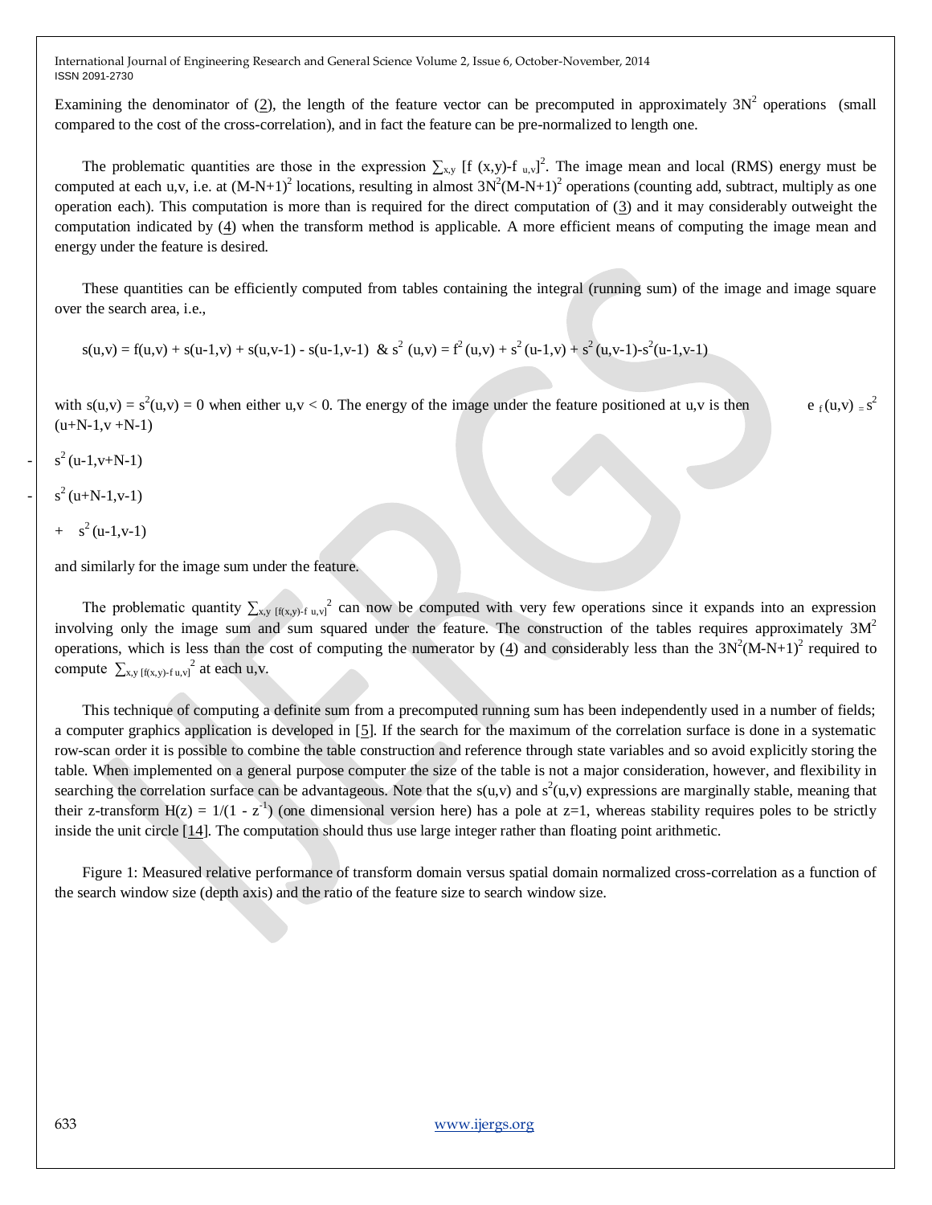Examining the denominator of (2), the length of the feature vector can be precomputed in approximately $3N^2$ operations (small compared to the cost of the cross-correlation), and in fact the feature can be pre-normalized to length one.

The problematic quantities are those in the expression $\sum_{x,y} [f(x,y)-f_{u,v}]^2$. The image mean and local (RMS) energy must be computed at each u,v, i.e. at $(M-N+1)^2$ locations, resulting in almost $3N^2(M-N+1)^2$ operations (counting add, subtract, multiply as one operation each). This computation is more than is required for the direct computation of (3) and it may considerably outweight the computation indicated by (4) when the transform method is applicable. A more efficient means of computing the image mean and energy under the feature is desired.

These quantities can be efficiently computed from tables containing the integral (running sum) of the image and image square over the search area, i.e.,

$$s(u,v) = f(u,v) + s(u-1,v) + s(u,v-1) - s(u-1,v-1) \quad \& \quad s^2(u,v) = f^2(u,v) + s^2(u-1,v) + s^2(u,v-1) - s^2(u-1,v-1)$$

with $s(u,v) = s^2(u,v) = 0$ when either $u,v < 0$. The energy of the image under the feature positioned at u,v is then

$$e_f(u,v) = s^2(u+N-1,v+N-1) - s^2(u-1,v+N-1) - s^2(u+N-1,v-1) + s^2(u-1,v-1)$$

and similarly for the image sum under the feature.

The problematic quantity $\sum_{x,y} [f(x,y)-f_{u,v}]^2$ can now be computed with very few operations since it expands into an expression involving only the image sum and sum squared under the feature. The construction of the tables requires approximately $3M^2$ operations, which is less than the cost of computing the numerator by (4) and considerably less than the $3N^2(M-N+1)^2$ required to compute $\sum_{x,y} [f(x,y)-f_{u,v}]^2$ at each u,v.

This technique of computing a definite sum from a precomputed running sum has been independently used in a number of fields; a computer graphics application is developed in [5]. If the search for the maximum of the correlation surface is done in a systematic row-scan order it is possible to combine the table construction and reference through state variables and so avoid explicitly storing the table. When implemented on a general purpose computer the size of the table is not a major consideration, however, and flexibility in searching the correlation surface can be advantageous. Note that the $s(u,v)$ and $s^2(u,v)$ expressions are marginally stable, meaning that their z-transform $H(z) = 1/(1 - z^{-1})$ (one dimensional version here) has a pole at z=1, whereas stability requires poles to be strictly inside the unit circle [14]. The computation should thus use large integer rather than floating point arithmetic.

Figure 1: Measured relative performance of transform domain versus spatial domain normalized cross-correlation as a function of the search window size (depth axis) and the ratio of the feature size to search window size.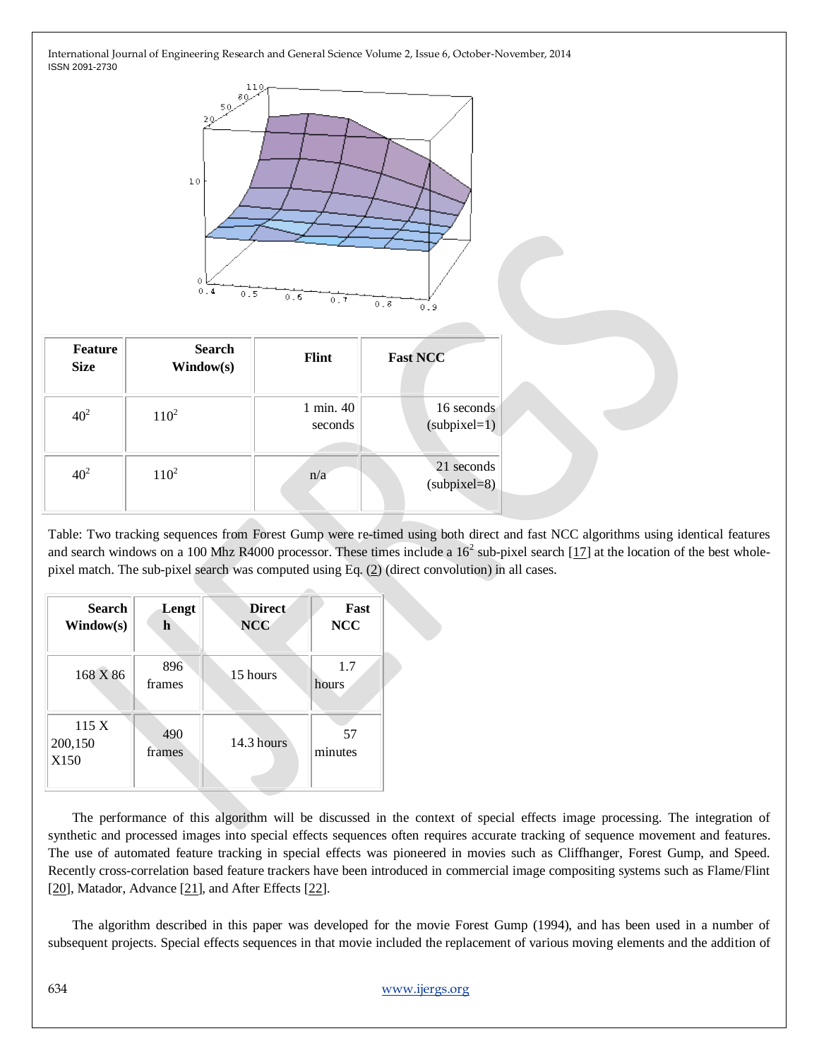| Feature Size | Search Window(s) | Flint | Fast NCC |
| --- | --- | --- | --- |
| $40^2$ | $110^2$ | 1 min. 40 seconds | 16 seconds (subpixel=1) |
| $40^2$ | $110^2$ | n/a | 21 seconds (subpixel=8) |

Table: Two tracking sequences from Forest Gump were re-timed using both direct and fast NCC algorithms using identical features and search windows on a 100 Mhz R4000 processor. These times include a $16^2$ sub-pixel search [17] at the location of the best whole-pixel match. The sub-pixel search was computed using Eq. (2) (direct convolution) in all cases.

| Search Window(s) | Length | Direct NCC | Fast NCC |
| --- | --- | --- | --- |
| 168 X 86 | 896 frames | 15 hours | 1.7 hours |
| 115 X 200,150 X150 | 490 frames | 14.3 hours | 57 minutes |

The performance of this algorithm will be discussed in the context of special effects image processing. The integration of synthetic and processed images into special effects sequences often requires accurate tracking of sequence movement and features. The use of automated feature tracking in special effects was pioneered in movies such as Cliffhanger, Forest Gump, and Speed. Recently cross-correlation based feature trackers have been introduced in commercial image compositing systems such as Flame/Flint [20], Matador, Advance [21], and After Effects [22].

The algorithm described in this paper was developed for the movie Forest Gump (1994), and has been used in a number of subsequent projects. Special effects sequences in that movie included the replacement of various moving elements and the addition of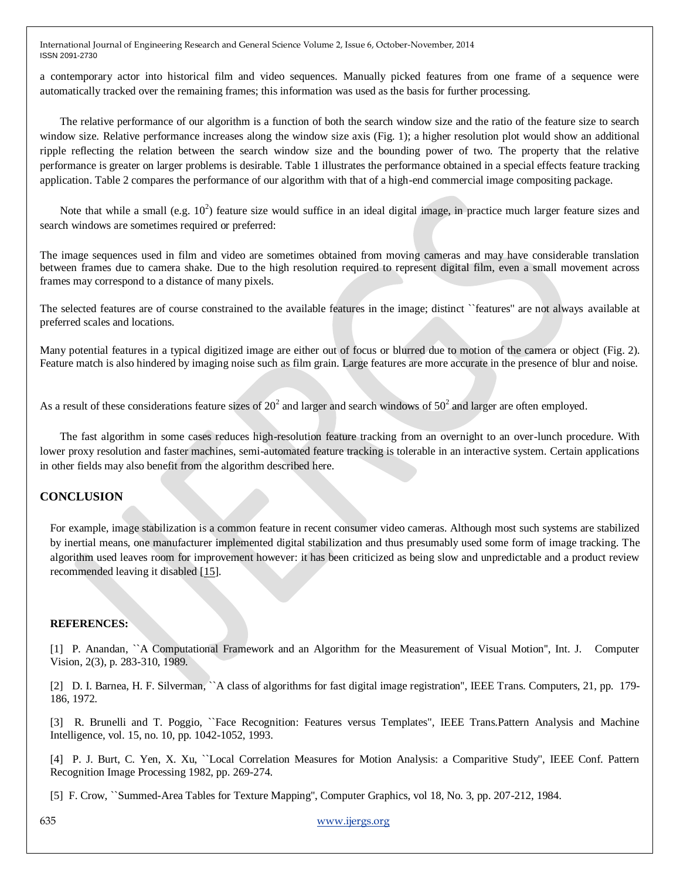a contemporary actor into historical film and video sequences. Manually picked features from one frame of a sequence were automatically tracked over the remaining frames; this information was used as the basis for further processing.

The relative performance of our algorithm is a function of both the search window size and the ratio of the feature size to search window size. Relative performance increases along the window size axis (Fig. 1); a higher resolution plot would show an additional ripple reflecting the relation between the search window size and the bounding power of two. The property that the relative performance is greater on larger problems is desirable. Table 1 illustrates the performance obtained in a special effects feature tracking application. Table 2 compares the performance of our algorithm with that of a high-end commercial image compositing package.

Note that while a small (e.g. $10^2$) feature size would suffice in an ideal digital image, in practice much larger feature sizes and search windows are sometimes required or preferred:

The image sequences used in film and video are sometimes obtained from moving cameras and may have considerable translation between frames due to camera shake. Due to the high resolution required to represent digital film, even a small movement across frames may correspond to a distance of many pixels.

The selected features are of course constrained to the available features in the image; distinct ``features'' are not always available at preferred scales and locations.

Many potential features in a typical digitized image are either out of focus or blurred due to motion of the camera or object (Fig. 2). Feature match is also hindered by imaging noise such as film grain. Large features are more accurate in the presence of blur and noise.

As a result of these considerations feature sizes of $20^2$ and larger and search windows of $50^2$ and larger are often employed.

The fast algorithm in some cases reduces high-resolution feature tracking from an overnight to an over-lunch procedure. With lower proxy resolution and faster machines, semi-automated feature tracking is tolerable in an interactive system. Certain applications in other fields may also benefit from the algorithm described here.

## CONCLUSION

For example, image stabilization is a common feature in recent consumer video cameras. Although most such systems are stabilized by inertial means, one manufacturer implemented digital stabilization and thus presumably used some form of image tracking. The algorithm used leaves room for improvement however: it has been criticized as being slow and unpredictable and a product review recommended leaving it disabled [15].

### REFERENCES:

[1] P. Anandan, ``A Computational Framework and an Algorithm for the Measurement of Visual Motion'', Int. J. Computer Vision, 2(3), p. 283-310, 1989.

[2] D. I. Barnea, H. F. Silverman, ``A class of algorithms for fast digital image registration'', IEEE Trans. Computers, 21, pp. 179-186, 1972.

[3] R. Brunelli and T. Poggio, ``Face Recognition: Features versus Templates'', IEEE Trans.Pattern Analysis and Machine Intelligence, vol. 15, no. 10, pp. 1042-1052, 1993.

[4] P. J. Burt, C. Yen, X. Xu, ``Local Correlation Measures for Motion Analysis: a Comparitive Study'', IEEE Conf. Pattern Recognition Image Processing 1982, pp. 269-274.

[5] F. Crow, ``Summed-Area Tables for Texture Mapping'', Computer Graphics, vol 18, No. 3, pp. 207-212, 1984.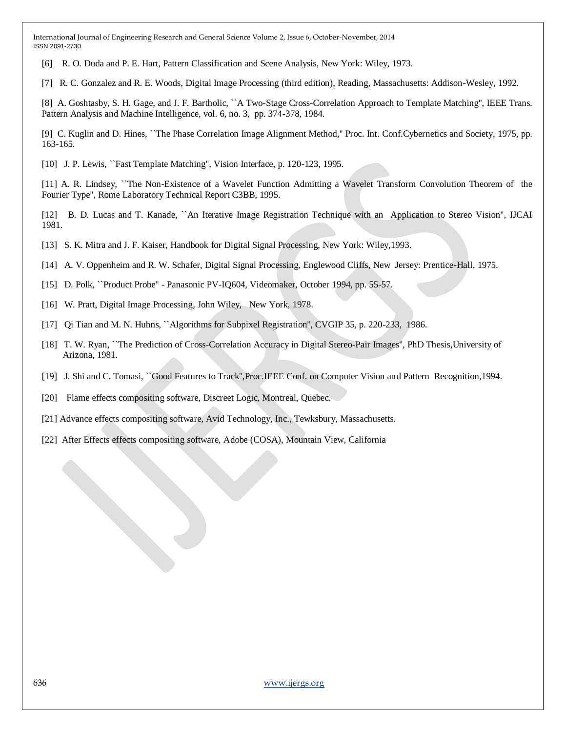[6] R. O. Duda and P. E. Hart, Pattern Classification and Scene Analysis, New York: Wiley, 1973.

[7] R. C. Gonzalez and R. E. Woods, Digital Image Processing (third edition), Reading, Massachusetts: Addison-Wesley, 1992.

[8] A. Goshtasby, S. H. Gage, and J. F. Bartholic, ``A Two-Stage Cross-Correlation Approach to Template Matching'', IEEE Trans. Pattern Analysis and Machine Intelligence, vol. 6, no. 3, pp. 374-378, 1984.

[9] C. Kuglin and D. Hines, ``The Phase Correlation Image Alignment Method,'' Proc. Int. Conf.Cybernetics and Society, 1975, pp. 163-165.

[10] J. P. Lewis, ``Fast Template Matching'', Vision Interface, p. 120-123, 1995.

[11] A. R. Lindsey, ``The Non-Existence of a Wavelet Function Admitting a Wavelet Transform Convolution Theorem of the Fourier Type'', Rome Laboratory Technical Report C3BB, 1995.

[12] B. D. Lucas and T. Kanade, ``An Iterative Image Registration Technique with an Application to Stereo Vision'', IJCAI 1981.

[13] S. K. Mitra and J. F. Kaiser, Handbook for Digital Signal Processing, New York: Wiley,1993.

[14] A. V. Oppenheim and R. W. Schafer, Digital Signal Processing, Englewood Cliffs, New Jersey: Prentice-Hall, 1975.

[15] D. Polk, ``Product Probe'' - Panasonic PV-IQ604, Videomaker, October 1994, pp. 55-57.

[16] W. Pratt, Digital Image Processing, John Wiley, New York, 1978.

[17] Qi Tian and M. N. Huhns, ``Algorithms for Subpixel Registration'', CVGIP 35, p. 220-233, 1986.

[18] T. W. Ryan, ``The Prediction of Cross-Correlation Accuracy in Digital Stereo-Pair Images'', PhD Thesis,University of Arizona, 1981.

[19] J. Shi and C. Tomasi, ``Good Features to Track'',Proc.IEEE Conf. on Computer Vision and Pattern Recognition,1994.

[20] Flame effects compositing software, Discreet Logic, Montreal, Quebec.

[21] Advance effects compositing software, Avid Technology, Inc., Tewksbury, Massachusetts.

[22] After Effects effects compositing software, Adobe (COSA), Mountain View, California